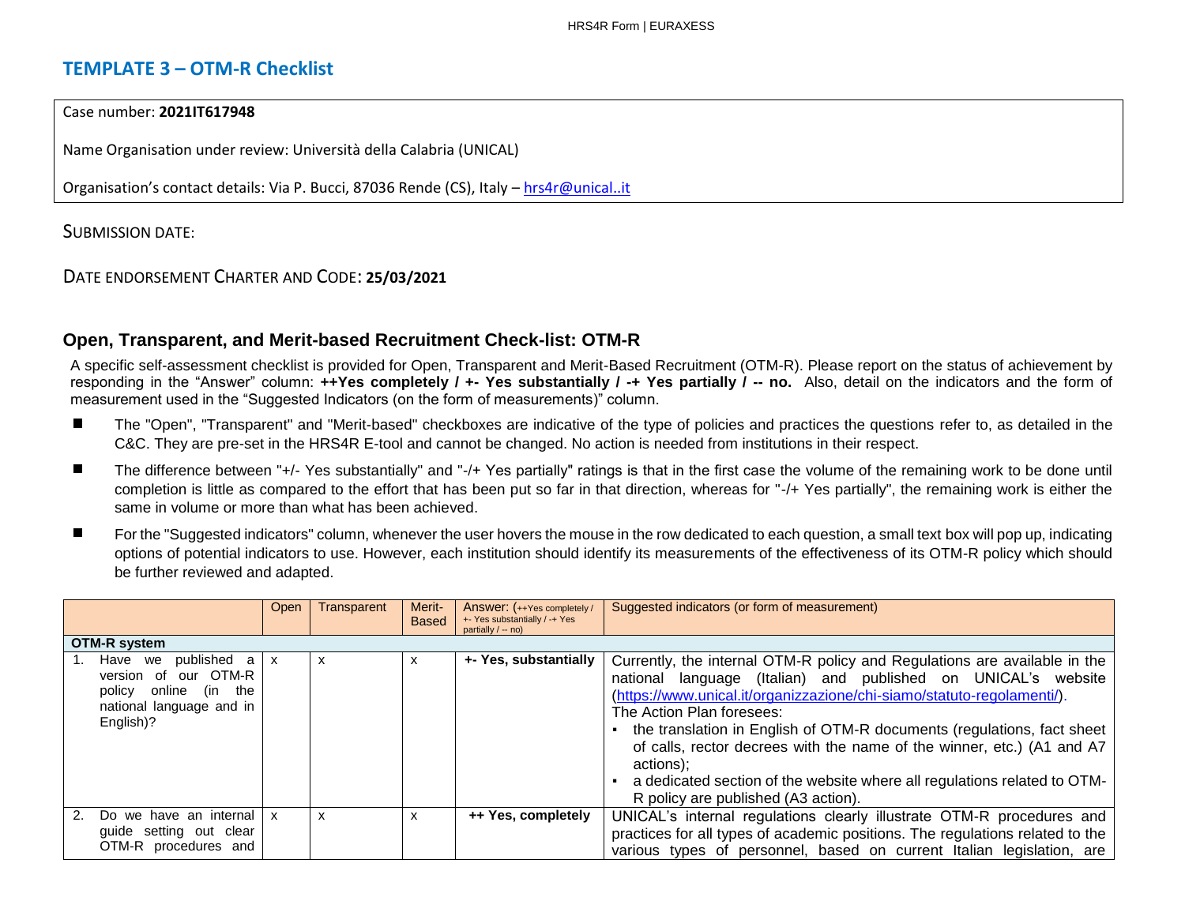# TEMPLATE 3 – OTM-R Checklist

Case number: **2021IT617948**

Name Organisation under review: Università della Calabria (UNICAL)

Organisation's contact details: Via P. Bucci, 87036 Rende (CS), Italy – hrs4r@unical..it

SUBMISSION DATE:

DATE ENDORSEMENT CHARTER AND CODE: **25/03/2021**

## Open, Transparent, and Merit-based Recruitment Check-list: OTM-R

A specific self-assessment checklist is provided for Open, Transparent and Merit-Based Recruitment (OTM-R). Please report on the status of achievement by responding in the "Answer" column: **++Yes completely / +- Yes substantially / -+ Yes partially / -- no.** Also, detail on the indicators and the form of measurement used in the "Suggested Indicators (on the form of measurements)" column.

- The "Open", "Transparent" and "Merit-based" checkboxes are indicative of the type of policies and practices the questions refer to, as detailed in the C&C. They are pre-set in the HRS4R E-tool and cannot be changed. No action is needed from institutions in their respect.
- The difference between "+/- Yes substantially" and "-/+ Yes partially" ratings is that in the first case the volume of the remaining work to be done until completion is little as compared to the effort that has been put so far in that direction, whereas for "-/+ Yes partially", the remaining work is either the same in volume or more than what has been achieved.
- For the "Suggested indicators" column, whenever the user hovers the mouse in the row dedicated to each question, a small text box will pop up, indicating options of potential indicators to use. However, each institution should identify its measurements of the effectiveness of its OTM-R policy which should be further reviewed and adapted.

| | Open | Transparent | Merit-Based | Answer: (++Yes completely / +- Yes substantially / -+ Yes partially / -- no) | Suggested indicators (or form of measurement) |
|---|---|---|---|---|---|
| **OTM-R system** | | | | | |
| 1. Have we published a version of our OTM-R policy online (in the national language and in English)? | x | x | x | **+- Yes, substantially** | Currently, the internal OTM-R policy and Regulations are available in the national language (Italian) and published on UNICAL's website (https://www.unical.it/organizzazione/chi-siamo/statuto-regolamenti/). The Action Plan foresees: <br>▪ the translation in English of OTM-R documents (regulations, fact sheet of calls, rector decrees with the name of the winner, etc.) (A1 and A7 actions); <br>▪ a dedicated section of the website where all regulations related to OTM-R policy are published (A3 action). |
| 2. Do we have an internal guide setting out clear OTM-R procedures and | x | x | x | **++ Yes, completely** | UNICAL's internal regulations clearly illustrate OTM-R procedures and practices for all types of academic positions. The regulations related to the various types of personnel, based on current Italian legislation, are |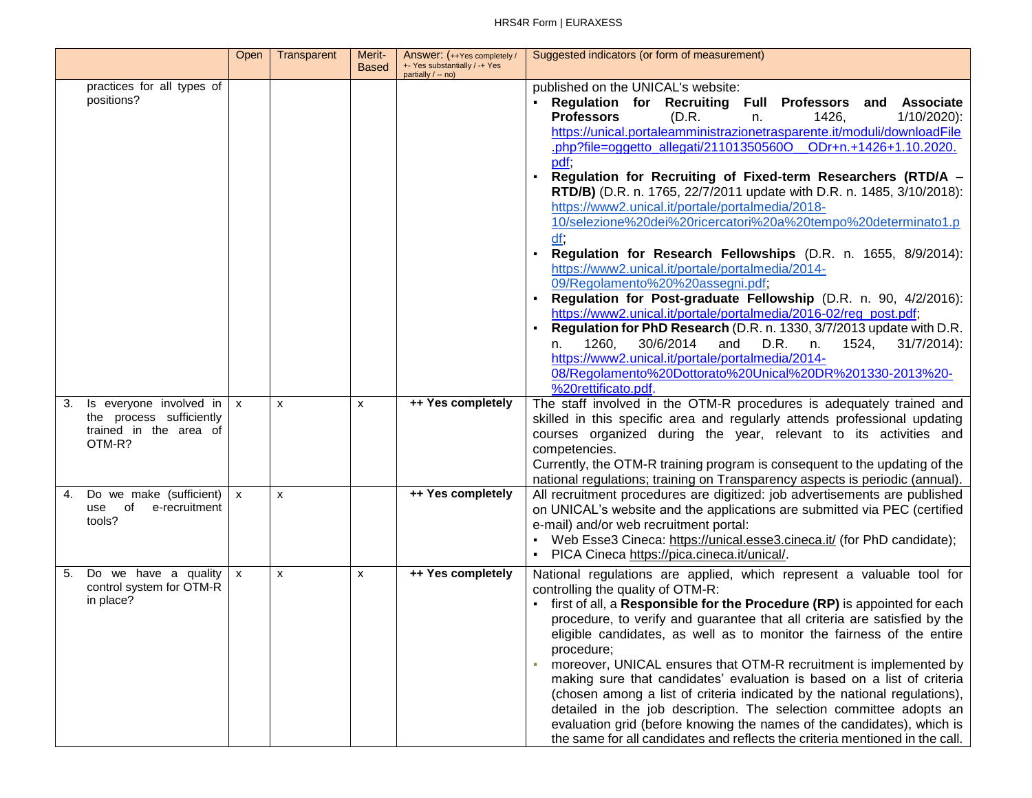| | Open | Transparent | Merit-Based | Answer: (++Yes completely / +- Yes substantially / -+ Yes partially / -- no) | Suggested indicators (or form of measurement) |
|---|---|---|---|---|---|
| practices for all types of positions? | | | | | published on the UNICAL's website:<br>▪ **Regulation for Recruiting Full Professors and Associate Professors** (D.R. n. 1426, 1/10/2020): https://unical.portaleamministrazionetrasparente.it/moduli/downloadFile.php?file=oggetto_allegati/21101350560O__ODr+n.+1426+1.10.2020.pdf;<br>▪ **Regulation for Recruiting of Fixed-term Researchers (RTD/A – RTD/B)** (D.R. n. 1765, 22/7/2011 update with D.R. n. 1485, 3/10/2018): https://www2.unical.it/portale/portalmedia/2018-10/selezione%20dei%20ricercatori%20a%20tempo%20determinato1.pdf;<br>▪ **Regulation for Research Fellowships** (D.R. n. 1655, 8/9/2014): https://www2.unical.it/portale/portalmedia/2014-09/Regolamento%20%20assegni.pdf;<br>▪ **Regulation for Post-graduate Fellowship** (D.R. n. 90, 4/2/2016): https://www2.unical.it/portale/portalmedia/2016-02/reg_post.pdf;<br>▪ **Regulation for PhD Research** (D.R. n. 1330, 3/7/2013 update with D.R. n. 1260, 30/6/2014 and D.R. n. 1524, 31/7/2014): https://www2.unical.it/portale/portalmedia/2014-08/Regolamento%20Dottorato%20Unical%20DR%201330-2013%20-%20rettificato.pdf. |
| 3. Is everyone involved in the process sufficiently trained in the area of OTM-R? | x | x | x | **++ Yes completely** | The staff involved in the OTM-R procedures is adequately trained and skilled in this specific area and regularly attends professional updating courses organized during the year, relevant to its activities and competencies.<br>Currently, the OTM-R training program is consequent to the updating of the national regulations; training on Transparency aspects is periodic (annual). |
| 4. Do we make (sufficient) use of e-recruitment tools? | x | x | | **++ Yes completely** | All recruitment procedures are digitized: job advertisements are published on UNICAL's website and the applications are submitted via PEC (certified e-mail) and/or web recruitment portal:<br>▪ Web Esse3 Cineca: https://unical.esse3.cineca.it/ (for PhD candidate);<br>▪ PICA Cineca https://pica.cineca.it/unical/. |
| 5. Do we have a quality control system for OTM-R in place? | x | x | x | **++ Yes completely** | National regulations are applied, which represent a valuable tool for controlling the quality of OTM-R:<br>▪ first of all, a **Responsible for the Procedure (RP)** is appointed for each procedure, to verify and guarantee that all criteria are satisfied by the eligible candidates, as well as to monitor the fairness of the entire procedure;<br>▪ moreover, UNICAL ensures that OTM-R recruitment is implemented by making sure that candidates' evaluation is based on a list of criteria (chosen among a list of criteria indicated by the national regulations), detailed in the job description. The selection committee adopts an evaluation grid (before knowing the names of the candidates), which is the same for all candidates and reflects the criteria mentioned in the call. |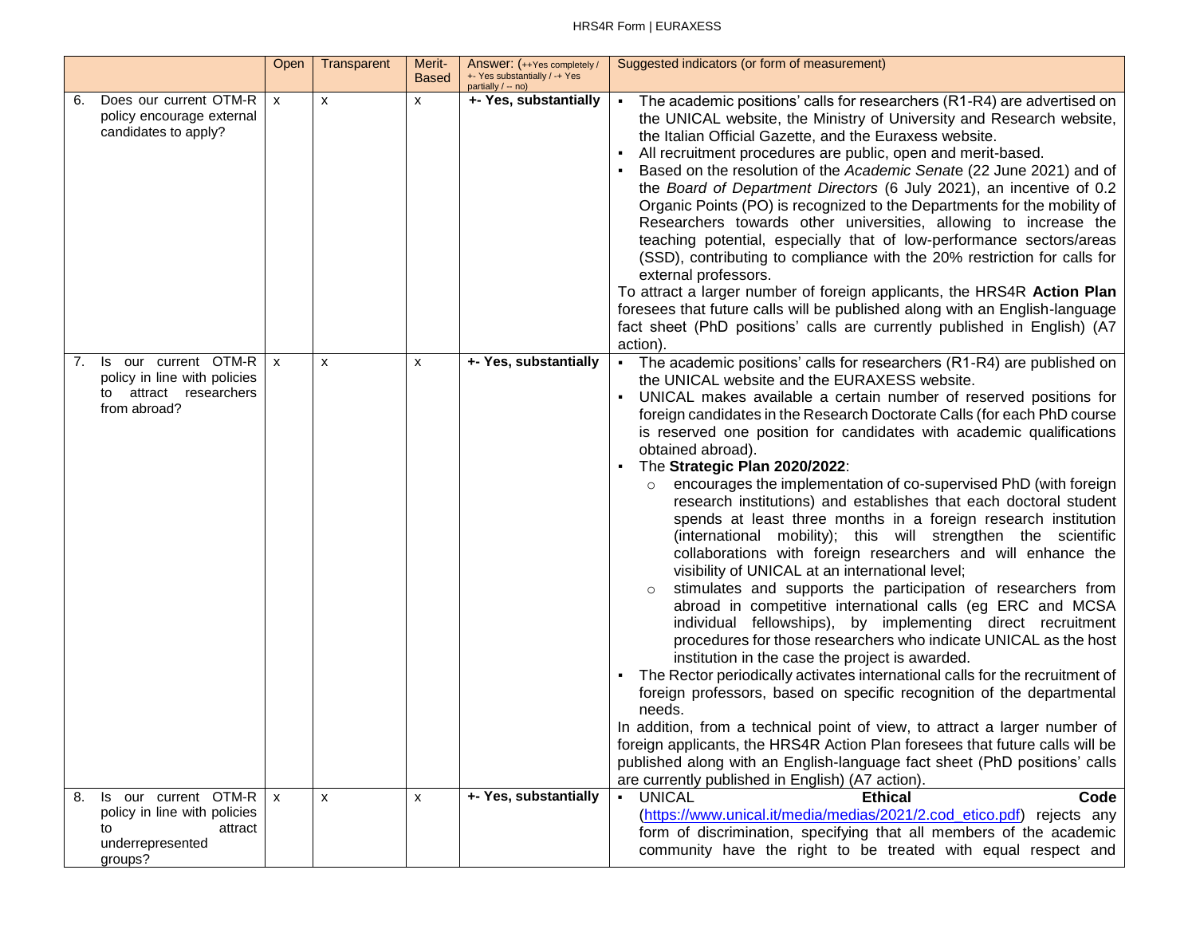| | Open | Transparent | Merit-Based | Answer: (++Yes completely / +- Yes substantially / -+ Yes partially / -- no) | Suggested indicators (or form of measurement) |
|---|---|---|---|---|---|
| 6. Does our current OTM-R policy encourage external candidates to apply? | x | x | x | **+- Yes, substantially** | ▪ The academic positions' calls for researchers (R1-R4) are advertised on the UNICAL website, the Ministry of University and Research website, the Italian Official Gazette, and the Euraxess website.<br>▪ All recruitment procedures are public, open and merit-based.<br>▪ Based on the resolution of the *Academic Senate* (22 June 2021) and of the *Board of Department Directors* (6 July 2021), an incentive of 0.2 Organic Points (PO) is recognized to the Departments for the mobility of Researchers towards other universities, allowing to increase the teaching potential, especially that of low-performance sectors/areas (SSD), contributing to compliance with the 20% restriction for calls for external professors.<br>To attract a larger number of foreign applicants, the HRS4R **Action Plan** foresees that future calls will be published along with an English-language fact sheet (PhD positions' calls are currently published in English) (A7 action). |
| 7. Is our current OTM-R policy in line with policies to attract researchers from abroad? | x | x | x | **+- Yes, substantially** | ▪ The academic positions' calls for researchers (R1-R4) are published on the UNICAL website and the EURAXESS website.<br>▪ UNICAL makes available a certain number of reserved positions for foreign candidates in the Research Doctorate Calls (for each PhD course is reserved one position for candidates with academic qualifications obtained abroad).<br>▪ The **Strategic Plan 2020/2022**:<br>○ encourages the implementation of co-supervised PhD (with foreign research institutions) and establishes that each doctoral student spends at least three months in a foreign research institution (international mobility); this will strengthen the scientific collaborations with foreign researchers and will enhance the visibility of UNICAL at an international level;<br>○ stimulates and supports the participation of researchers from abroad in competitive international calls (eg ERC and MCSA individual fellowships), by implementing direct recruitment procedures for those researchers who indicate UNICAL as the host institution in the case the project is awarded.<br>▪ The Rector periodically activates international calls for the recruitment of foreign professors, based on specific recognition of the departmental needs.<br>In addition, from a technical point of view, to attract a larger number of foreign applicants, the HRS4R Action Plan foresees that future calls will be published along with an English-language fact sheet (PhD positions' calls are currently published in English) (A7 action). |
| 8. Is our current OTM-R policy in line with policies to attract underrepresented groups? | x | x | x | **+- Yes, substantially** | ▪ UNICAL **Ethical Code** (https://www.unical.it/media/medias/2021/2.cod_etico.pdf) rejects any form of discrimination, specifying that all members of the academic community have the right to be treated with equal respect and |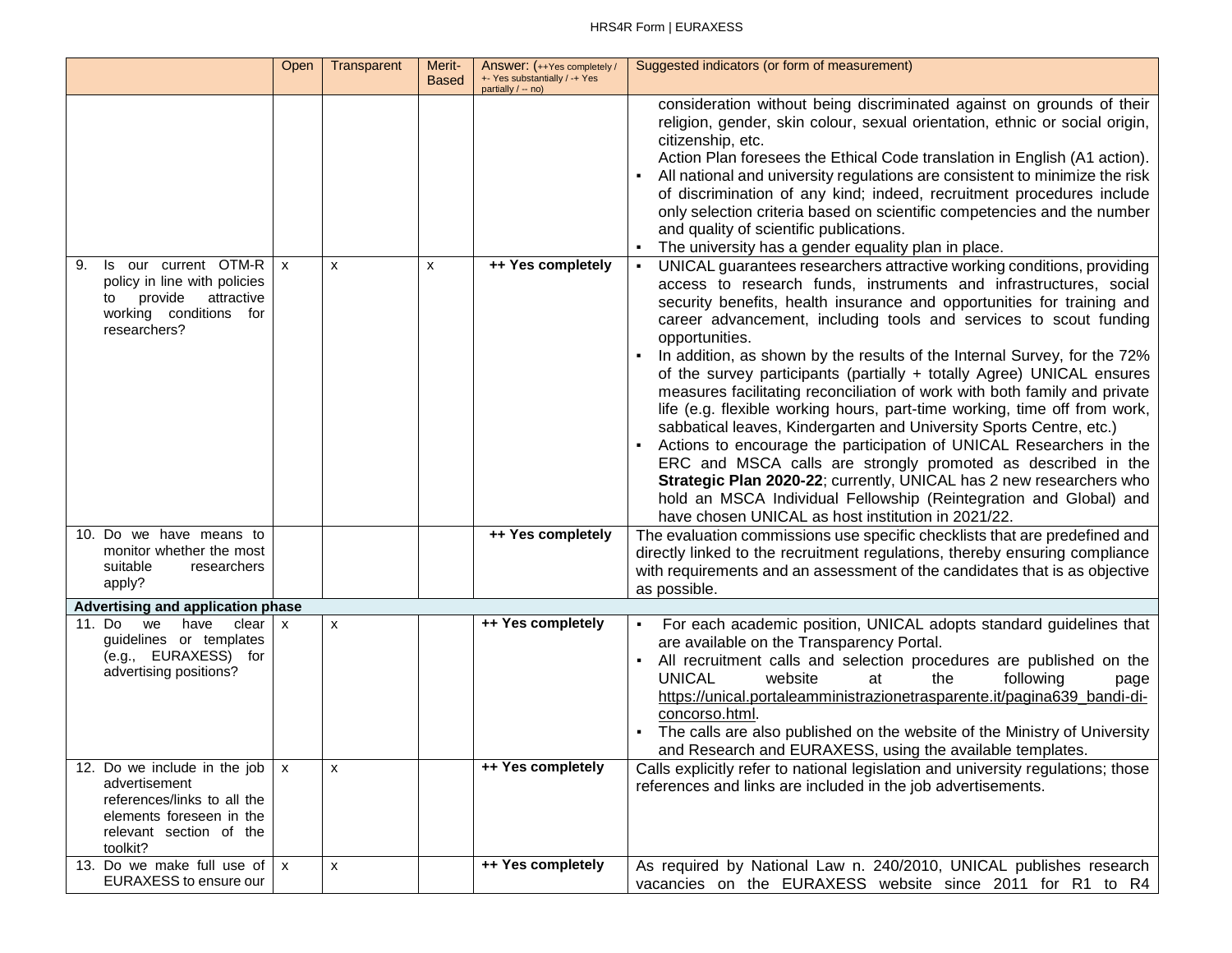| | Open | Transparent | Merit-Based | Answer: (++Yes completely / +- Yes substantially / -+ Yes partially / -- no) | Suggested indicators (or form of measurement) |
|---|---|---|---|---|---|
| | | | | | consideration without being discriminated against on grounds of their religion, gender, skin colour, sexual orientation, ethnic or social origin, citizenship, etc.<br>Action Plan foresees the Ethical Code translation in English (A1 action).<br>▪ All national and university regulations are consistent to minimize the risk of discrimination of any kind; indeed, recruitment procedures include only selection criteria based on scientific competencies and the number and quality of scientific publications.<br>▪ The university has a gender equality plan in place. |
| 9. Is our current OTM-R policy in line with policies to provide attractive working conditions for researchers? | x | x | x | **++ Yes completely** | ▪ UNICAL guarantees researchers attractive working conditions, providing access to research funds, instruments and infrastructures, social security benefits, health insurance and opportunities for training and career advancement, including tools and services to scout funding opportunities.<br>▪ In addition, as shown by the results of the Internal Survey, for the 72% of the survey participants (partially + totally Agree) UNICAL ensures measures facilitating reconciliation of work with both family and private life (e.g. flexible working hours, part-time working, time off from work, sabbatical leaves, Kindergarten and University Sports Centre, etc.)<br>▪ Actions to encourage the participation of UNICAL Researchers in the ERC and MSCA calls are strongly promoted as described in the **Strategic Plan 2020-22**; currently, UNICAL has 2 new researchers who hold an MSCA Individual Fellowship (Reintegration and Global) and have chosen UNICAL as host institution in 2021/22. |
| 10. Do we have means to monitor whether the most suitable researchers apply? | | | | **++ Yes completely** | The evaluation commissions use specific checklists that are predefined and directly linked to the recruitment regulations, thereby ensuring compliance with requirements and an assessment of the candidates that is as objective as possible. |
| **Advertising and application phase** | | | | | |
| 11. Do we have clear guidelines or templates (e.g., EURAXESS) for advertising positions? | x | x | | **++ Yes completely** | ▪ For each academic position, UNICAL adopts standard guidelines that are available on the Transparency Portal.<br>▪ All recruitment calls and selection procedures are published on the UNICAL website at the following page https://unical.portaleamministrazionetrasparente.it/pagina639_bandi-di-concorso.html.<br>▪ The calls are also published on the website of the Ministry of University and Research and EURAXESS, using the available templates. |
| 12. Do we include in the job advertisement references/links to all the elements foreseen in the relevant section of the toolkit? | x | x | | **++ Yes completely** | Calls explicitly refer to national legislation and university regulations; those references and links are included in the job advertisements. |
| 13. Do we make full use of EURAXESS to ensure our | x | x | | **++ Yes completely** | As required by National Law n. 240/2010, UNICAL publishes research vacancies on the EURAXESS website since 2011 for R1 to R4 |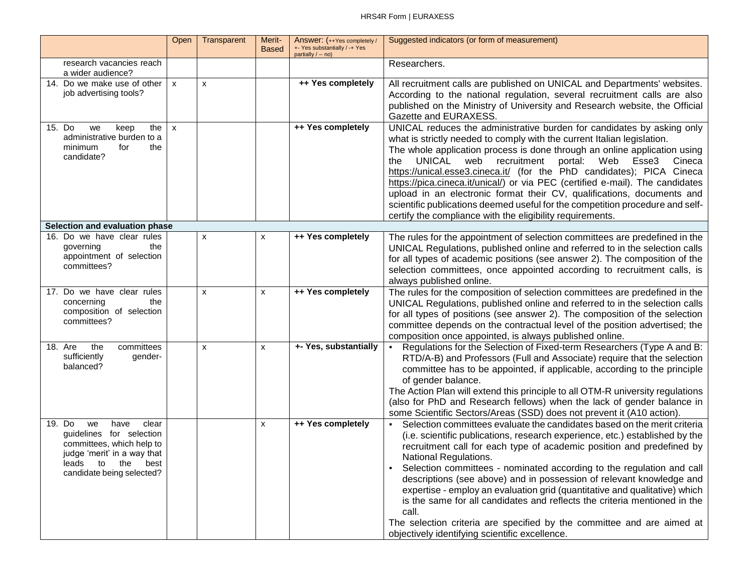| | Open | Transparent | Merit-Based | Answer: (++Yes completely / +- Yes substantially / -+ Yes partially / -- no) | Suggested indicators (or form of measurement) |
|---|---|---|---|---|---|
| research vacancies reach a wider audience? | | | | | Researchers. |
| 14. Do we make use of other job advertising tools? | x | x | | ++ Yes completely | All recruitment calls are published on UNICAL and Departments' websites. According to the national regulation, several recruitment calls are also published on the Ministry of University and Research website, the Official Gazette and EURAXESS. |
| 15. Do we keep the administrative burden to a minimum for the candidate? | x | | | ++ Yes completely | UNICAL reduces the administrative burden for candidates by asking only what is strictly needed to comply with the current Italian legislation.<br>The whole application process is done through an online application using the UNICAL web recruitment portal: Web Esse3 Cineca https://unical.esse3.cineca.it/ (for the PhD candidates); PICA Cineca https://pica.cineca.it/unical/) or via PEC (certified e-mail). The candidates upload in an electronic format their CV, qualifications, documents and scientific publications deemed useful for the competition procedure and self-certify the compliance with the eligibility requirements. |
| **Selection and evaluation phase** | | | | | |
| 16. Do we have clear rules governing the appointment of selection committees? | | x | x | ++ Yes completely | The rules for the appointment of selection committees are predefined in the UNICAL Regulations, published online and referred to in the selection calls for all types of academic positions (see answer 2). The composition of the selection committees, once appointed according to recruitment calls, is always published online. |
| 17. Do we have clear rules concerning the composition of selection committees? | | x | x | ++ Yes completely | The rules for the composition of selection committees are predefined in the UNICAL Regulations, published online and referred to in the selection calls for all types of positions (see answer 2). The composition of the selection committee depends on the contractual level of the position advertised; the composition once appointed, is always published online. |
| 18. Are the committees sufficiently gender-balanced? | | x | x | +- Yes, substantially | ▪ Regulations for the Selection of Fixed-term Researchers (Type A and B: RTD/A-B) and Professors (Full and Associate) require that the selection committee has to be appointed, if applicable, according to the principle of gender balance.<br>The Action Plan will extend this principle to all OTM-R university regulations (also for PhD and Research fellows) when the lack of gender balance in some Scientific Sectors/Areas (SSD) does not prevent it (A10 action). |
| 19. Do we have clear guidelines for selection committees, which help to judge 'merit' in a way that leads to the best candidate being selected? | | | x | ++ Yes completely | ▪ Selection committees evaluate the candidates based on the merit criteria (i.e. scientific publications, research experience, etc.) established by the recruitment call for each type of academic position and predefined by National Regulations.<br>▪ Selection committees - nominated according to the regulation and call descriptions (see above) and in possession of relevant knowledge and expertise - employ an evaluation grid (quantitative and qualitative) which is the same for all candidates and reflects the criteria mentioned in the call.<br>The selection criteria are specified by the committee and are aimed at objectively identifying scientific excellence. |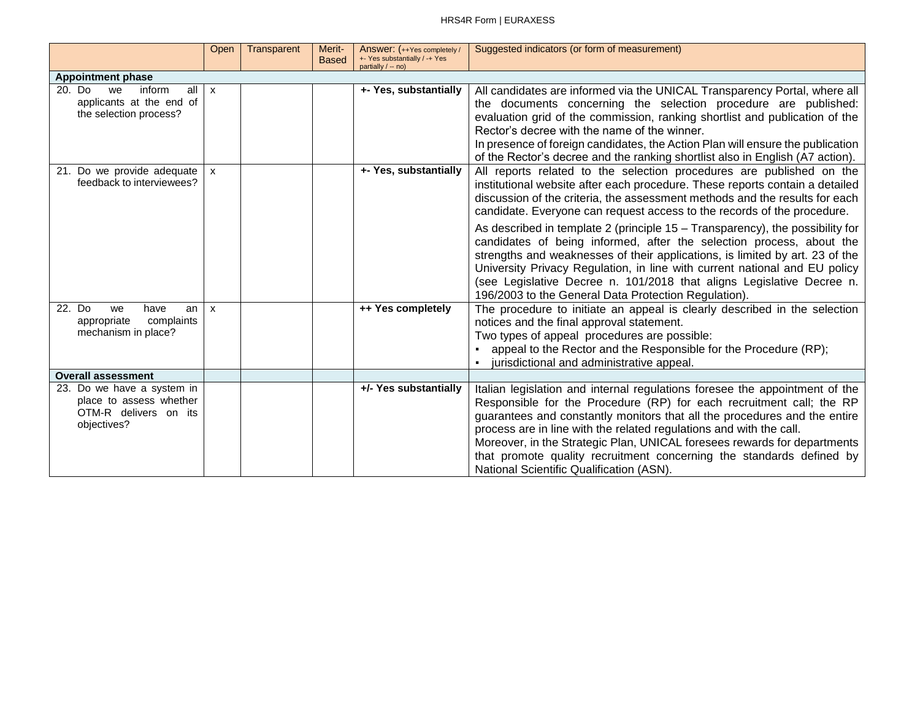| | Open | Transparent | Merit-Based | Answer: (++Yes completely / +- Yes substantially / -+ Yes partially / -- no) | Suggested indicators (or form of measurement) |
|---|---|---|---|---|---|
| **Appointment phase** | | | | | |
| 20. Do we inform all applicants at the end of the selection process? | x | | | **+- Yes, substantially** | All candidates are informed via the UNICAL Transparency Portal, where all the documents concerning the selection procedure are published: evaluation grid of the commission, ranking shortlist and publication of the Rector's decree with the name of the winner. In presence of foreign candidates, the Action Plan will ensure the publication of the Rector's decree and the ranking shortlist also in English (A7 action). |
| 21. Do we provide adequate feedback to interviewees? | x | | | **+- Yes, substantially** | All reports related to the selection procedures are published on the institutional website after each procedure. These reports contain a detailed discussion of the criteria, the assessment methods and the results for each candidate. Everyone can request access to the records of the procedure. As described in template 2 (principle 15 – Transparency), the possibility for candidates of being informed, after the selection process, about the strengths and weaknesses of their applications, is limited by art. 23 of the University Privacy Regulation, in line with current national and EU policy (see Legislative Decree n. 101/2018 that aligns Legislative Decree n. 196/2003 to the General Data Protection Regulation). |
| 22. Do we have an appropriate complaints mechanism in place? | x | | | **++ Yes completely** | The procedure to initiate an appeal is clearly described in the selection notices and the final approval statement. Two types of appeal procedures are possible: ▪ appeal to the Rector and the Responsible for the Procedure (RP); ▪ jurisdictional and administrative appeal. |
| **Overall assessment** | | | | | |
| 23. Do we have a system in place to assess whether OTM-R delivers on its objectives? | | | | **+/- Yes substantially** | Italian legislation and internal regulations foresee the appointment of the Responsible for the Procedure (RP) for each recruitment call; the RP guarantees and constantly monitors that all the procedures and the entire process are in line with the related regulations and with the call. Moreover, in the Strategic Plan, UNICAL foresees rewards for departments that promote quality recruitment concerning the standards defined by National Scientific Qualification (ASN). |